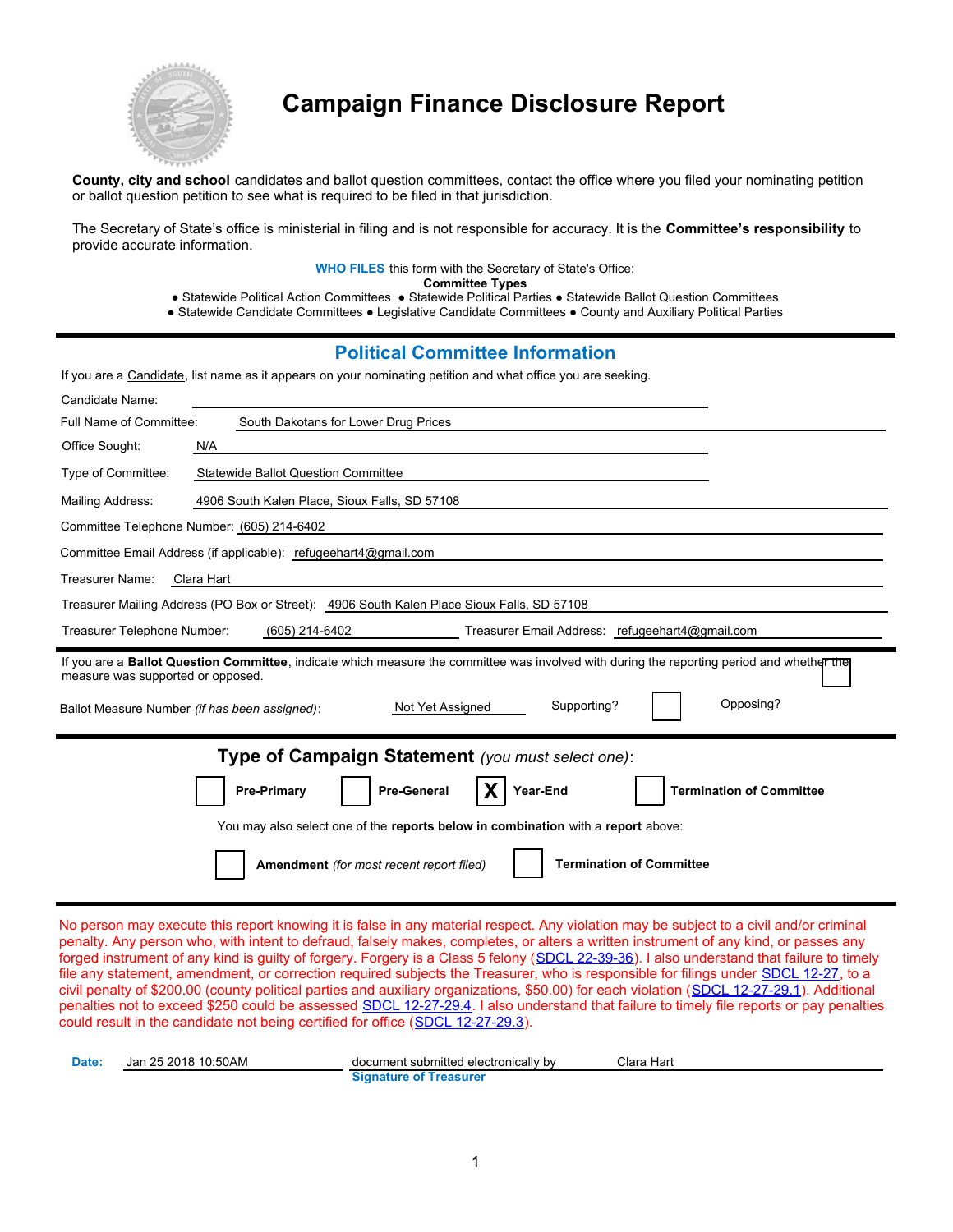# Campaign Finance Disclosure Report

**County, city and school** candidates and ballot question committees, contact the office where you filed your nominating petition or ballot question petition to see what is required to be filed in that jurisdiction.

The Secretary of State's office is ministerial in filing and is not responsible for accuracy. It is the **Committee's responsibility** to provide accurate information.

**WHO FILES** this form with the Secretary of State's Office:

**Committee Types**

- Statewide Political Action Committees
- Statewide Political Parties
- Statewide Ballot Question Committees
- Statewide Candidate Committees
- Legislative Candidate Committees
- County and Auxiliary Political Parties

## Political Committee Information

If you are a Candidate, list name as it appears on your nominating petition and what office you are seeking.

Candidate Name:

Full Name of Committee: South Dakotans for Lower Drug Prices

Office Sought: N/A

Type of Committee: Statewide Ballot Question Committee

Mailing Address: 4906 South Kalen Place, Sioux Falls, SD 57108

Committee Telephone Number: (605) 214-6402

Committee Email Address (if applicable): refugeehart4@gmail.com

Treasurer Name: Clara Hart

Treasurer Mailing Address (PO Box or Street): 4906 South Kalen Place Sioux Falls, SD 57108

Treasurer Telephone Number: (605) 214-6402 Treasurer Email Address: refugeehart4@gmail.com

If you are a **Ballot Question Committee**, indicate which measure the committee was involved with during the reporting period and whether the measure was supported or opposed.

Ballot Measure Number *(if has been assigned)*: Not Yet Assigned Supporting? ☐ Opposing? ☐

## Type of Campaign Statement *(you must select one)*:

☐ **Pre-Primary** ☐ **Pre-General** ☒ **Year-End** ☐ **Termination of Committee**

You may also select one of the **reports below in combination** with a **report** above:

☐ **Amendment** *(for most recent report filed)* ☐ **Termination of Committee**

No person may execute this report knowing it is false in any material respect. Any violation may be subject to a civil and/or criminal penalty. Any person who, with intent to defraud, falsely makes, completes, or alters a written instrument of any kind, or passes any forged instrument of any kind is guilty of forgery. Forgery is a Class 5 felony (SDCL 22-39-36). I also understand that failure to timely file any statement, amendment, or correction required subjects the Treasurer, who is responsible for filings under SDCL 12-27, to a civil penalty of $200.00 (county political parties and auxiliary organizations, $50.00) for each violation (SDCL 12-27-29.1). Additional penalties not to exceed $250 could be assessed SDCL 12-27-29.4. I also understand that failure to timely file reports or pay penalties could result in the candidate not being certified for office (SDCL 12-27-29.3).

**Date:** Jan 25 2018 10:50AM document submitted electronically by Clara Hart

**Signature of Treasurer**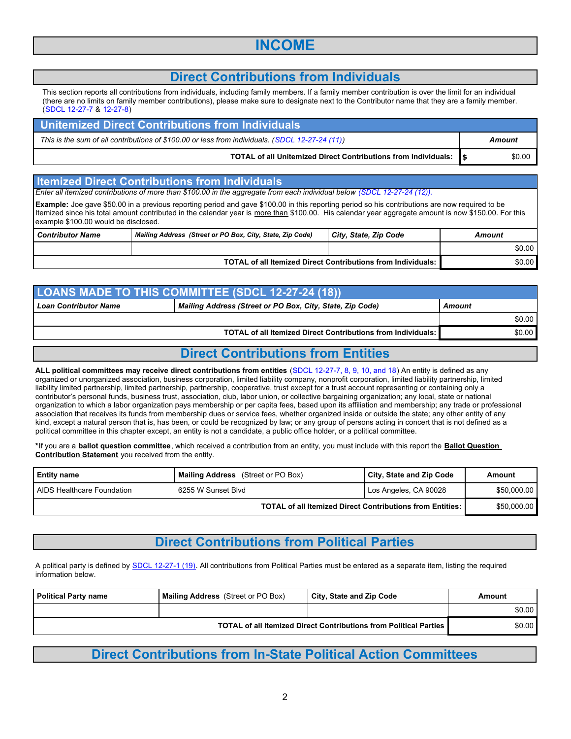# INCOME

## Direct Contributions from Individuals

This section reports all contributions from individuals, including family members. If a family member contribution is over the limit for an individual (there are no limits on family member contributions), please make sure to designate next to the Contributor name that they are a family member. (SDCL 12-27-7 & 12-27-8)

### Unitemized Direct Contributions from Individuals

| *This is the sum of all contributions of $100.00 or less from individuals. (SDCL 12-27-24 (11))* | ***Amount*** |
|---|---|
| **TOTAL of all Unitemized Direct Contributions from Individuals:** | $ $0.00 |

### Itemized Direct Contributions from Individuals

*Enter all itemized contributions of more than $100.00 in the aggregate from each individual below (SDCL 12-27-24 (12)).*

**Example:** Joe gave $50.00 in a previous reporting period and gave $100.00 in this reporting period so his contributions are now required to be Itemized since his total amount contributed in the calendar year is more than $100.00. His calendar year aggregate amount is now $150.00. For this example $100.00 would be disclosed.

| *Contributor Name* | *Mailing Address (Street or PO Box, City, State, Zip Code)* | *City, State, Zip Code* | *Amount* |
|---|---|---|---|
| | | | $0.00 |
| | | **TOTAL of all Itemized Direct Contributions from Individuals:** | $0.00 |

### LOANS MADE TO THIS COMMITTEE (SDCL 12-27-24 (18))

| *Loan Contributor Name* | *Mailing Address (Street or PO Box, City, State, Zip Code)* | *Amount* |
|---|---|---|
| | | $0.00 |
| | **TOTAL of all Itemized Direct Contributions from Individuals:** | $0.00 |

## Direct Contributions from Entities

**ALL political committees may receive direct contributions from entities** (SDCL 12-27-7, 8, 9, 10, and 18) An entity is defined as any organized or unorganized association, business corporation, limited liability company, nonprofit corporation, limited liability partnership, limited liability limited partnership, limited partnership, partnership, cooperative, trust except for a trust account representing or containing only a contributor's personal funds, business trust, association, club, labor union, or collective bargaining organization; any local, state or national organization to which a labor organization pays membership or per capita fees, based upon its affiliation and membership; any trade or professional association that receives its funds from membership dues or service fees, whether organized inside or outside the state; any other entity of any kind, except a natural person that is, has been, or could be recognized by law; or any group of persons acting in concert that is not defined as a political committee in this chapter except, an entity is not a candidate, a public office holder, or a political committee.

***If you are a ballot question committee**, which received a contribution from an entity, you must include with this report the **Ballot Question Contribution Statement** you received from the entity.

| **Entity name** | **Mailing Address** (Street or PO Box) | **City, State and Zip Code** | **Amount** |
|---|---|---|---|
| AIDS Healthcare Foundation | 6255 W Sunset Blvd | Los Angeles, CA 90028 | $50,000.00 |
| | | **TOTAL of all Itemized Direct Contributions from Entities:** | $50,000.00 |

## Direct Contributions from Political Parties

A political party is defined by SDCL 12-27-1 (19). All contributions from Political Parties must be entered as a separate item, listing the required information below.

| **Political Party name** | **Mailing Address** (Street or PO Box) | **City, State and Zip Code** | **Amount** |
|---|---|---|---|
| | | | $0.00 |
| | | **TOTAL of all Itemized Direct Contributions from Political Parties** | $0.00 |

## Direct Contributions from In-State Political Action Committees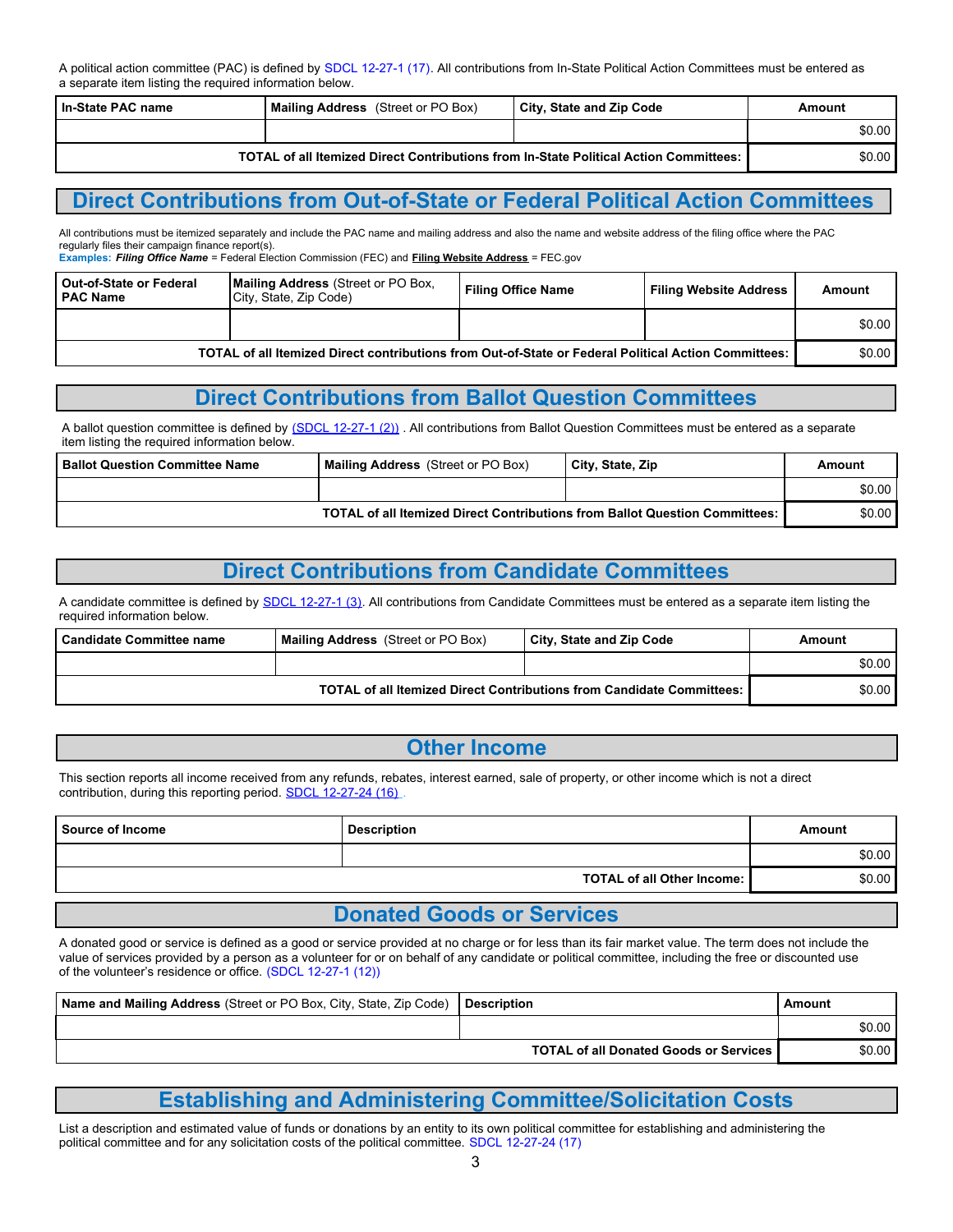A political action committee (PAC) is defined by SDCL 12-27-1 (17). All contributions from In-State Political Action Committees must be entered as a separate item listing the required information below.

| In-State PAC name | Mailing Address (Street or PO Box) | City, State and Zip Code | Amount |
|---|---|---|---|
| | | | $0.00 |
| TOTAL of all Itemized Direct Contributions from In-State Political Action Committees: | | | $0.00 |

## Direct Contributions from Out-of-State or Federal Political Action Committees

All contributions must be itemized separately and include the PAC name and mailing address and also the name and website address of the filing office where the PAC regularly files their campaign finance report(s).
**Examples:** ***Filing Office Name*** = Federal Election Commission (FEC) and **Filing Website Address** = FEC.gov

| Out-of-State or Federal PAC Name | Mailing Address (Street or PO Box, City, State, Zip Code) | Filing Office Name | Filing Website Address | Amount |
|---|---|---|---|---|
| | | | | $0.00 |
| TOTAL of all Itemized Direct contributions from Out-of-State or Federal Political Action Committees: | | | | $0.00 |

## Direct Contributions from Ballot Question Committees

A ballot question committee is defined by (SDCL 12-27-1 (2)) . All contributions from Ballot Question Committees must be entered as a separate item listing the required information below.

| Ballot Question Committee Name | Mailing Address (Street or PO Box) | City, State, Zip | Amount |
|---|---|---|---|
| | | | $0.00 |
| TOTAL of all Itemized Direct Contributions from Ballot Question Committees: | | | $0.00 |

## Direct Contributions from Candidate Committees

A candidate committee is defined by SDCL 12-27-1 (3). All contributions from Candidate Committees must be entered as a separate item listing the required information below.

| Candidate Committee name | Mailing Address (Street or PO Box) | City, State and Zip Code | Amount |
|---|---|---|---|
| | | | $0.00 |
| TOTAL of all Itemized Direct Contributions from Candidate Committees: | | | $0.00 |

## Other Income

This section reports all income received from any refunds, rebates, interest earned, sale of property, or other income which is not a direct contribution, during this reporting period. SDCL 12-27-24 (16) .

| Source of Income | Description | Amount |
|---|---|---|
| | | $0.00 |
| TOTAL of all Other Income: | | $0.00 |

## Donated Goods or Services

A donated good or service is defined as a good or service provided at no charge or for less than its fair market value. The term does not include the value of services provided by a person as a volunteer for or on behalf of any candidate or political committee, including the free or discounted use of the volunteer's residence or office. (SDCL 12-27-1 (12))

| Name and Mailing Address (Street or PO Box, City, State, Zip Code) | Description | Amount |
|---|---|---|
| | | $0.00 |
| TOTAL of all Donated Goods or Services | | $0.00 |

## Establishing and Administering Committee/Solicitation Costs

List a description and estimated value of funds or donations by an entity to its own political committee for establishing and administering the political committee and for any solicitation costs of the political committee. SDCL 12-27-24 (17)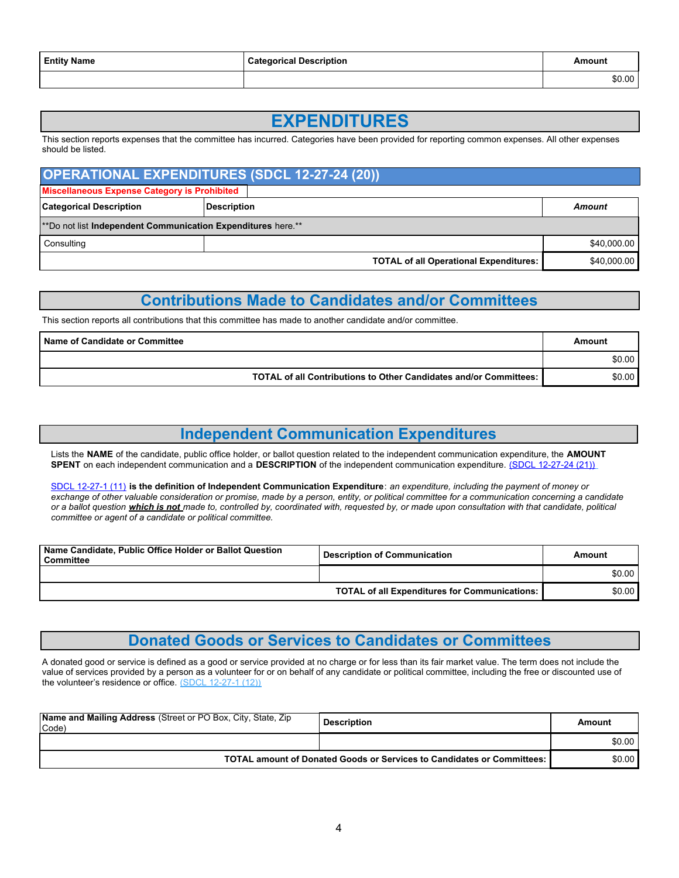| Entity Name | Categorical Description | Amount |
|---|---|---|
| | | $0.00 |

# EXPENDITURES

This section reports expenses that the committee has incurred. Categories have been provided for reporting common expenses. All other expenses should be listed.

## OPERATIONAL EXPENDITURES (SDCL 12-27-24 (20))

**Miscellaneous Expense Category is Prohibited**

| Categorical Description | Description | *Amount* |
|---|---|---|
| **Do not list **Independent Communication Expenditures** here.** | | |
| Consulting | | $40,000.00 |
| | **TOTAL of all Operational Expenditures:** | $40,000.00 |

## Contributions Made to Candidates and/or Committees

This section reports all contributions that this committee has made to another candidate and/or committee.

| Name of Candidate or Committee | Amount |
|---|---|
| | $0.00 |
| **TOTAL of all Contributions to Other Candidates and/or Committees:** | $0.00 |

## Independent Communication Expenditures

Lists the **NAME** of the candidate, public office holder, or ballot question related to the independent communication expenditure, the **AMOUNT SPENT** on each independent communication and a **DESCRIPTION** of the independent communication expenditure. (SDCL 12-27-24 (21))

SDCL 12-27-1 (11) **is the definition of Independent Communication Expenditure**: *an expenditure, including the payment of money or exchange of other valuable consideration or promise, made by a person, entity, or political committee for a communication concerning a candidate or a ballot question* ***which is not*** *made to, controlled by, coordinated with, requested by, or made upon consultation with that candidate, political committee or agent of a candidate or political committee.*

| Name Candidate, Public Office Holder or Ballot Question Committee | Description of Communication | Amount |
|---|---|---|
| | | $0.00 |
| | **TOTAL of all Expenditures for Communications:** | $0.00 |

## Donated Goods or Services to Candidates or Committees

A donated good or service is defined as a good or service provided at no charge or for less than its fair market value. The term does not include the value of services provided by a person as a volunteer for or on behalf of any candidate or political committee, including the free or discounted use of the volunteer's residence or office. (SDCL 12-27-1 (12))

| **Name and Mailing Address** (Street or PO Box, City, State, Zip Code) | Description | Amount |
|---|---|---|
| | | $0.00 |
| | **TOTAL amount of Donated Goods or Services to Candidates or Committees:** | $0.00 |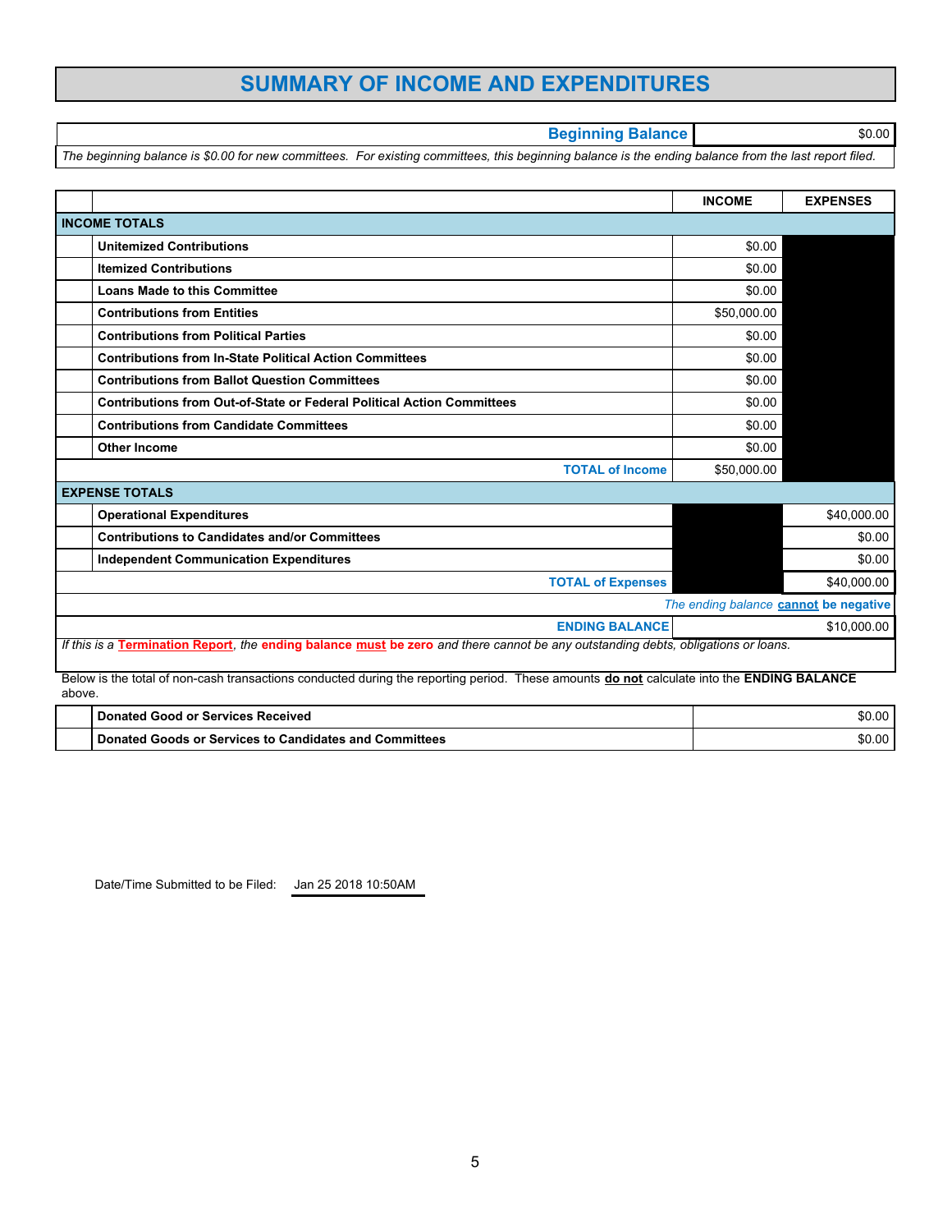# SUMMARY OF INCOME AND EXPENDITURES

| | |
|---|---|
| **Beginning Balance** | $0.00 |

*The beginning balance is $0.00 for new committees. For existing committees, this beginning balance is the ending balance from the last report filed.*

| | | INCOME | EXPENSES |
|---|---|---|---|
| **INCOME TOTALS** | | | |
| | **Unitemized Contributions** | $0.00 | |
| | **Itemized Contributions** | $0.00 | |
| | **Loans Made to this Committee** | $0.00 | |
| | **Contributions from Entities** | $50,000.00 | |
| | **Contributions from Political Parties** | $0.00 | |
| | **Contributions from In-State Political Action Committees** | $0.00 | |
| | **Contributions from Ballot Question Committees** | $0.00 | |
| | **Contributions from Out-of-State or Federal Political Action Committees** | $0.00 | |
| | **Contributions from Candidate Committees** | $0.00 | |
| | **Other Income** | $0.00 | |
| | **TOTAL of Income** | $50,000.00 | |
| **EXPENSE TOTALS** | | | |
| | **Operational Expenditures** | | $40,000.00 |
| | **Contributions to Candidates and/or Committees** | | $0.00 |
| | **Independent Communication Expenditures** | | $0.00 |
| | **TOTAL of Expenses** | | $40,000.00 |
| | *The ending balance* **cannot be negative** | | |
| | **ENDING BALANCE** | | $10,000.00 |

*If this is a* **Termination Report**, *the* **ending balance must be zero** *and there cannot be any outstanding debts, obligations or loans.*

Below is the total of non-cash transactions conducted during the reporting period. These amounts **do not** calculate into the **ENDING BALANCE** above.

| | | |
|---|---|---|
| | **Donated Good or Services Received** | $0.00 |
| | **Donated Goods or Services to Candidates and Committees** | $0.00 |

Date/Time Submitted to be Filed: Jan 25 2018 10:50AM